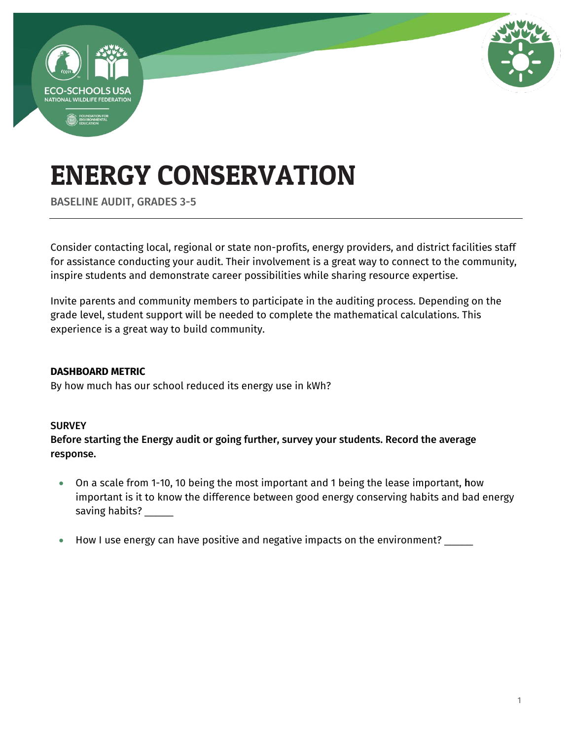# ENERGY CONSERVATION

BASELINE AUDIT, GRADES 3-5

Consider contacting local, regional or state non-profits, energy providers, and district facilities staff for assistance conducting your audit. Their involvement is a great way to connect to the community, inspire students and demonstrate career possibilities while sharing resource expertise.

Invite parents and community members to participate in the auditing process. Depending on the grade level, student support will be needed to complete the mathematical calculations. This experience is a great way to build community.

**DASHBOARD METRIC**

By how much has our school reduced its energy use in kWh?

**SURVEY**

**Before starting the Energy audit or going further, survey your students. Record the average response.**

- On a scale from 1-10, 10 being the most important and 1 being the lease important, **h**ow important is it to know the difference between good energy conserving habits and bad energy saving habits? _____
- How I use energy can have positive and negative impacts on the environment? _____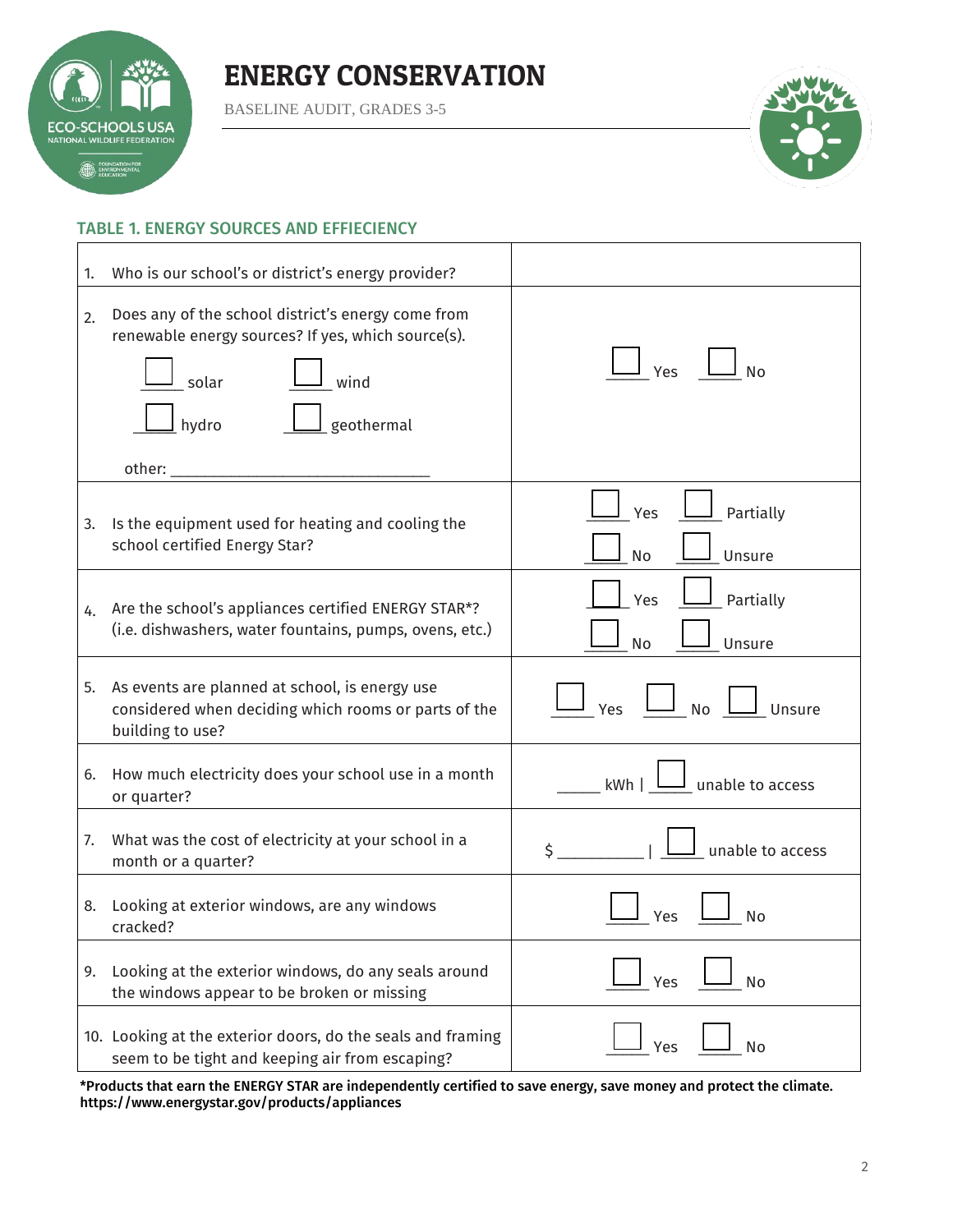// ENERGY CONSERVATION

BASELINE AUDIT, GRADES 3-5

## TABLE 1. ENERGY SOURCES AND EFFIECIENCY

| | |
|---|---|
| 1. Who is our school's or district's energy provider? | |
| 2. Does any of the school district's energy come from renewable energy sources? If yes, which source(s).<br>☐ solar ☐ wind<br>☐ hydro ☐ geothermal<br>other: ______________________________ | ☐ Yes ☐ No |
| 3. Is the equipment used for heating and cooling the school certified Energy Star? | ☐ Yes ☐ Partially<br>☐ No ☐ Unsure |
| 4. Are the school's appliances certified ENERGY STAR*? (i.e. dishwashers, water fountains, pumps, ovens, etc.) | ☐ Yes ☐ Partially<br>☐ No ☐ Unsure |
| 5. As events are planned at school, is energy use considered when deciding which rooms or parts of the building to use? | ☐ Yes ☐ No ☐ Unsure |
| 6. How much electricity does your school use in a month or quarter? | _____ kWh \| ☐ unable to access |
| 7. What was the cost of electricity at your school in a month or a quarter? | $ __________ \| ☐ unable to access |
| 8. Looking at exterior windows, are any windows cracked? | ☐ Yes ☐ No |
| 9. Looking at the exterior windows, do any seals around the windows appear to be broken or missing | ☐ Yes ☐ No |
| 10. Looking at the exterior doors, do the seals and framing seem to be tight and keeping air from escaping? | ☐ Yes ☐ No |

**\*Products that earn the ENERGY STAR are independently certified to save energy, save money and protect the climate. https://www.energystar.gov/products/appliances**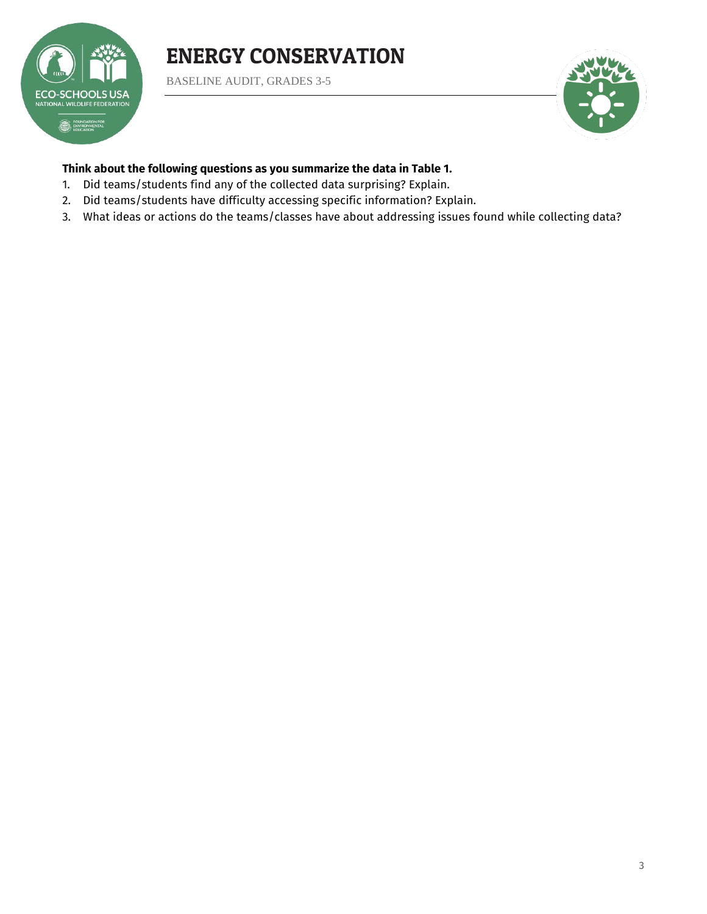**Think about the following questions as you summarize the data in Table 1.**

1. Did teams/students find any of the collected data surprising? Explain.
2. Did teams/students have difficulty accessing specific information? Explain.
3. What ideas or actions do the teams/classes have about addressing issues found while collecting data?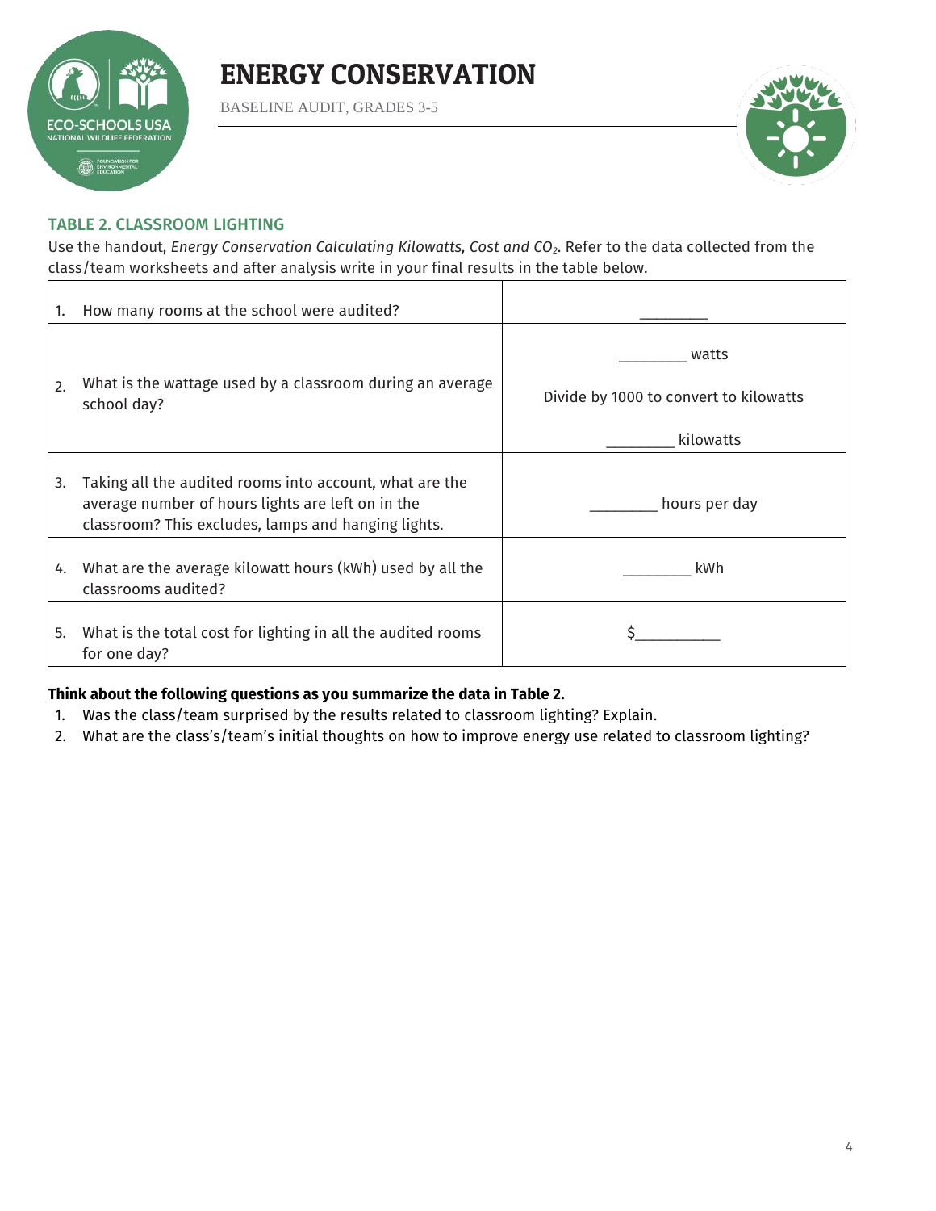# ENERGY CONSERVATION

BASELINE AUDIT, GRADES 3-5

## TABLE 2. CLASSROOM LIGHTING

Use the handout, *Energy Conservation Calculating Kilowatts, Cost and $CO_2$*. Refer to the data collected from the class/team worksheets and after analysis write in your final results in the table below.

| | |
|---|---|
| 1. How many rooms at the school were audited? | ________ |
| 2. What is the wattage used by a classroom during an average school day? | ________ watts<br><br>Divide by 1000 to convert to kilowatts<br><br>________ kilowatts |
| 3. Taking all the audited rooms into account, what are the average number of hours lights are left on in the classroom? This excludes, lamps and hanging lights. | ________ hours per day |
| 4. What are the average kilowatt hours (kWh) used by all the classrooms audited? | ________ kWh |
| 5. What is the total cost for lighting in all the audited rooms for one day? | $__________ |

**Think about the following questions as you summarize the data in Table 2.**

1. Was the class/team surprised by the results related to classroom lighting? Explain.
2. What are the class's/team's initial thoughts on how to improve energy use related to classroom lighting?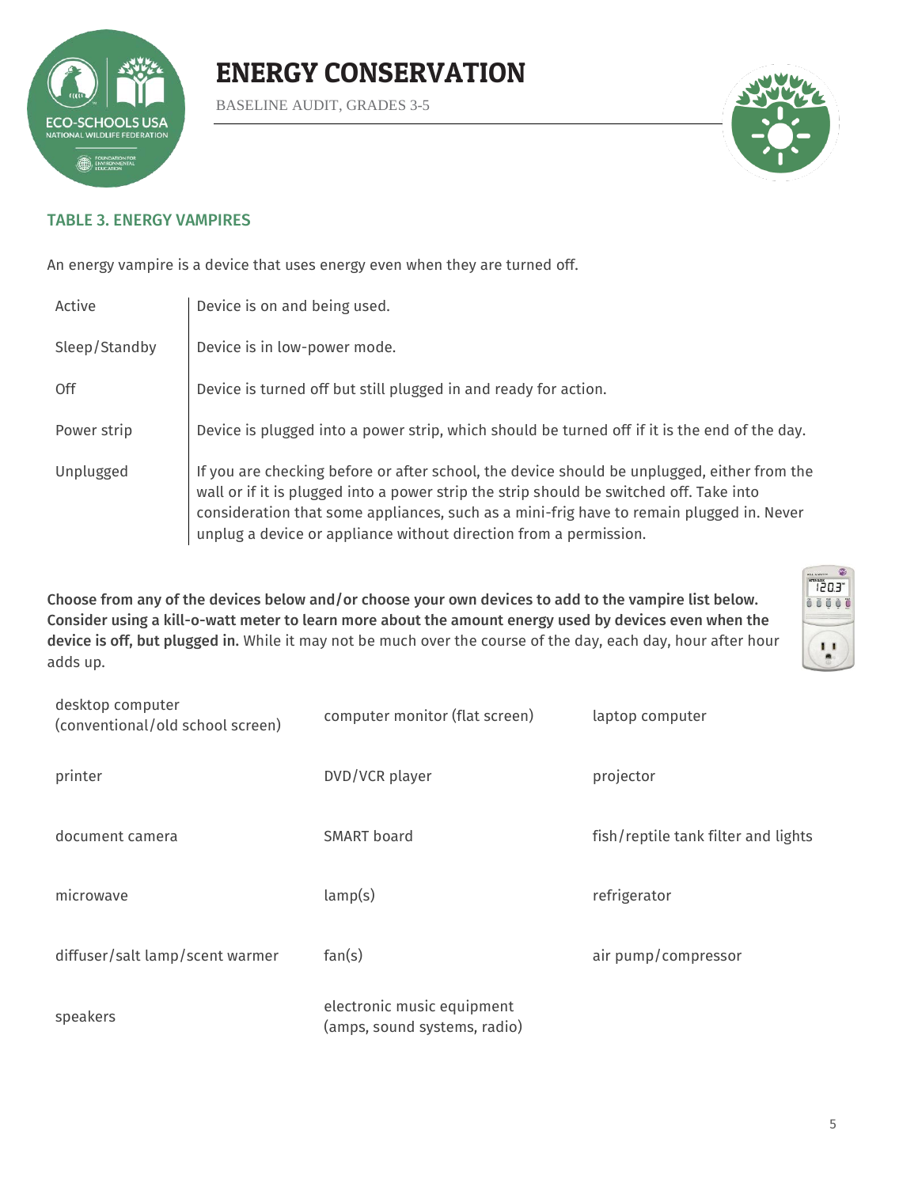# ENERGY CONSERVATION

BASELINE AUDIT, GRADES 3-5

## TABLE 3. ENERGY VAMPIRES

An energy vampire is a device that uses energy even when they are turned off.

| | |
|---|---|
| Active | Device is on and being used. |
| Sleep/Standby | Device is in low-power mode. |
| Off | Device is turned off but still plugged in and ready for action. |
| Power strip | Device is plugged into a power strip, which should be turned off if it is the end of the day. |
| Unplugged | If you are checking before or after school, the device should be unplugged, either from the wall or if it is plugged into a power strip the strip should be switched off. Take into consideration that some appliances, such as a mini-frig have to remain plugged in. Never unplug a device or appliance without direction from a permission. |

**Choose from any of the devices below and/or choose your own devices to add to the vampire list below. Consider using a kill-o-watt meter to learn more about the amount energy used by devices even when the device is off, but plugged in.** While it may not be much over the course of the day, each day, hour after hour adds up.

| | | |
|---|---|---|
| desktop computer (conventional/old school screen) | computer monitor (flat screen) | laptop computer |
| printer | DVD/VCR player | projector |
| document camera | SMART board | fish/reptile tank filter and lights |
| microwave | lamp(s) | refrigerator |
| diffuser/salt lamp/scent warmer | fan(s) | air pump/compressor |
| speakers | electronic music equipment (amps, sound systems, radio) | |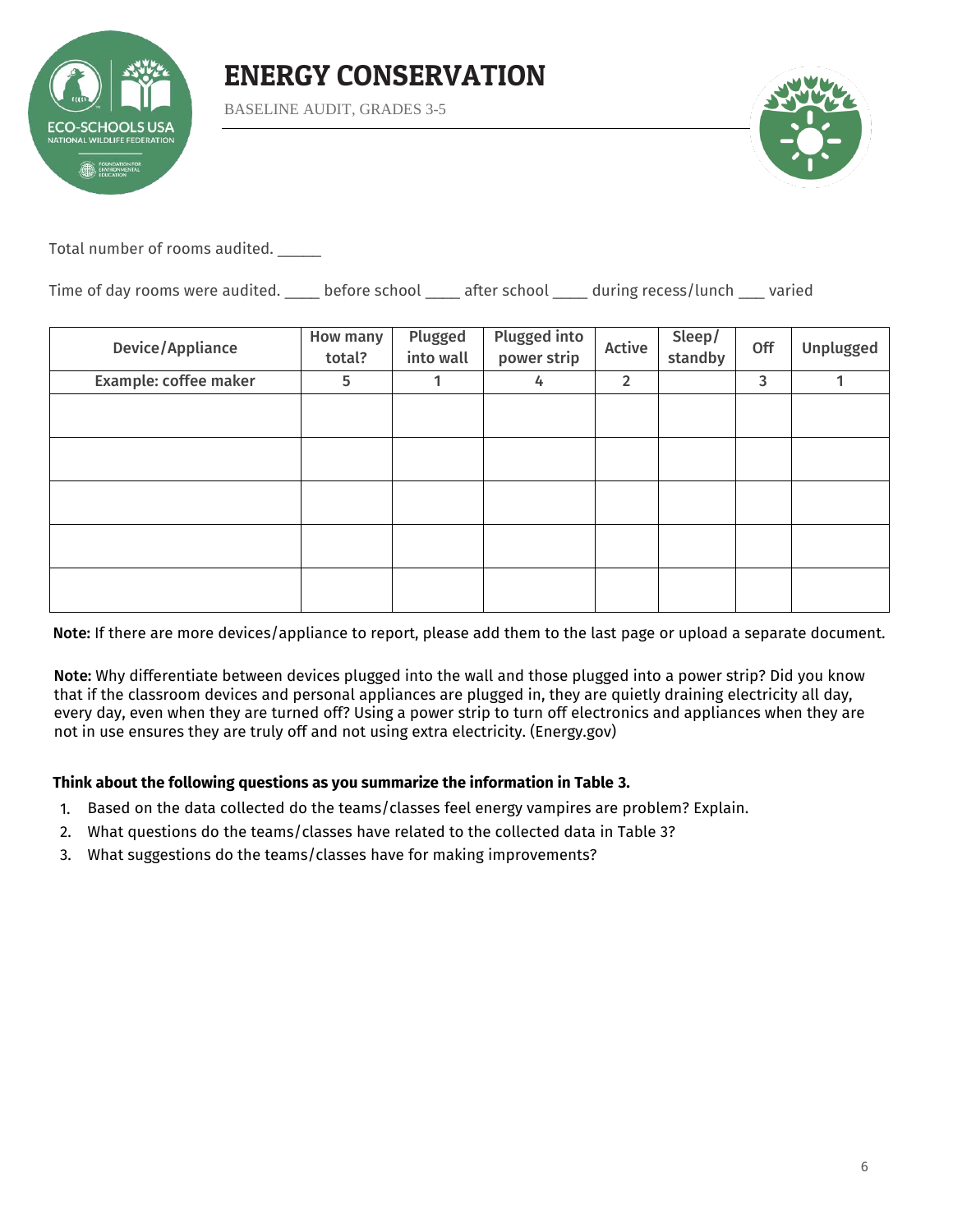# ENERGY CONSERVATION

BASELINE AUDIT, GRADES 3-5

Total number of rooms audited. _____

Time of day rooms were audited. ____ before school ____ after school ____ during recess/lunch ___ varied

| Device/Appliance | How many total? | Plugged into wall | Plugged into power strip | Active | Sleep/standby | Off | Unplugged |
|---|---|---|---|---|---|---|---|
| Example: coffee maker | 5 | 1 | 4 | 2 | | 3 | 1 |
| | | | | | | | |
| | | | | | | | |
| | | | | | | | |
| | | | | | | | |
| | | | | | | | |

**Note:** If there are more devices/appliance to report, please add them to the last page or upload a separate document.

**Note:** Why differentiate between devices plugged into the wall and those plugged into a power strip? Did you know that if the classroom devices and personal appliances are plugged in, they are quietly draining electricity all day, every day, even when they are turned off? Using a power strip to turn off electronics and appliances when they are not in use ensures they are truly off and not using extra electricity. (Energy.gov)

**Think about the following questions as you summarize the information in Table 3.**

1. Based on the data collected do the teams/classes feel energy vampires are problem? Explain.
2. What questions do the teams/classes have related to the collected data in Table 3?
3. What suggestions do the teams/classes have for making improvements?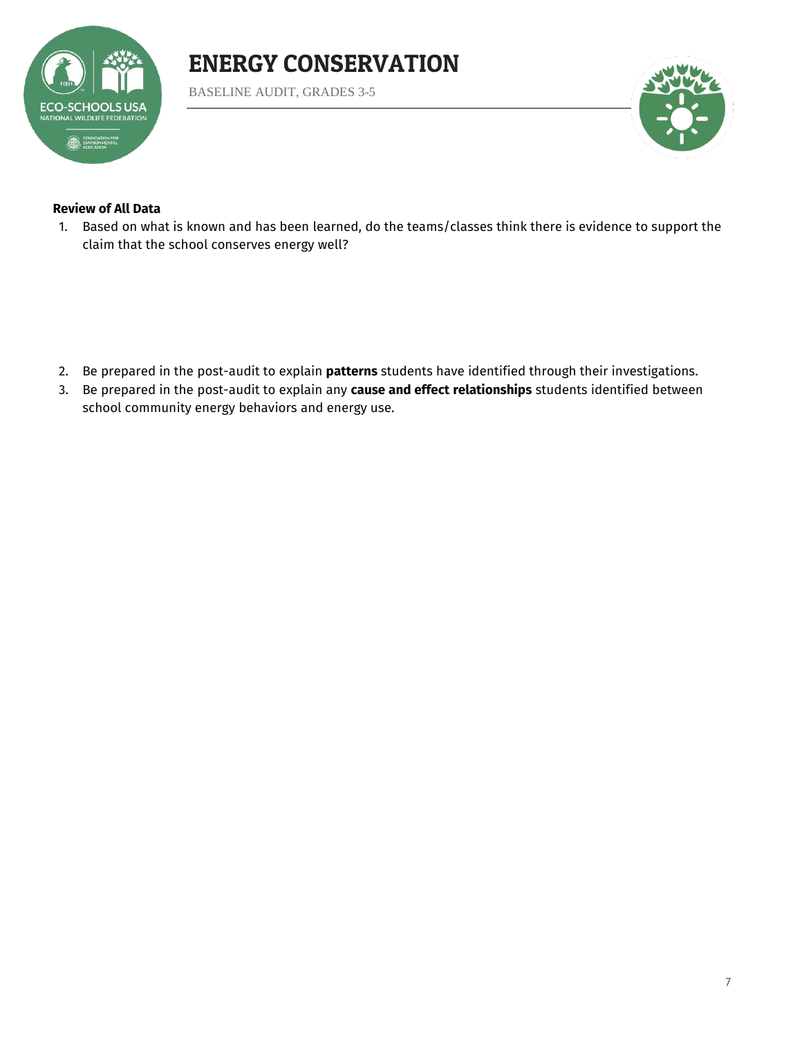# ENERGY CONSERVATION

BASELINE AUDIT, GRADES 3-5

**Review of All Data**

1. Based on what is known and has been learned, do the teams/classes think there is evidence to support the claim that the school conserves energy well?

2. Be prepared in the post-audit to explain **patterns** students have identified through their investigations.
3. Be prepared in the post-audit to explain any **cause and effect relationships** students identified between school community energy behaviors and energy use.